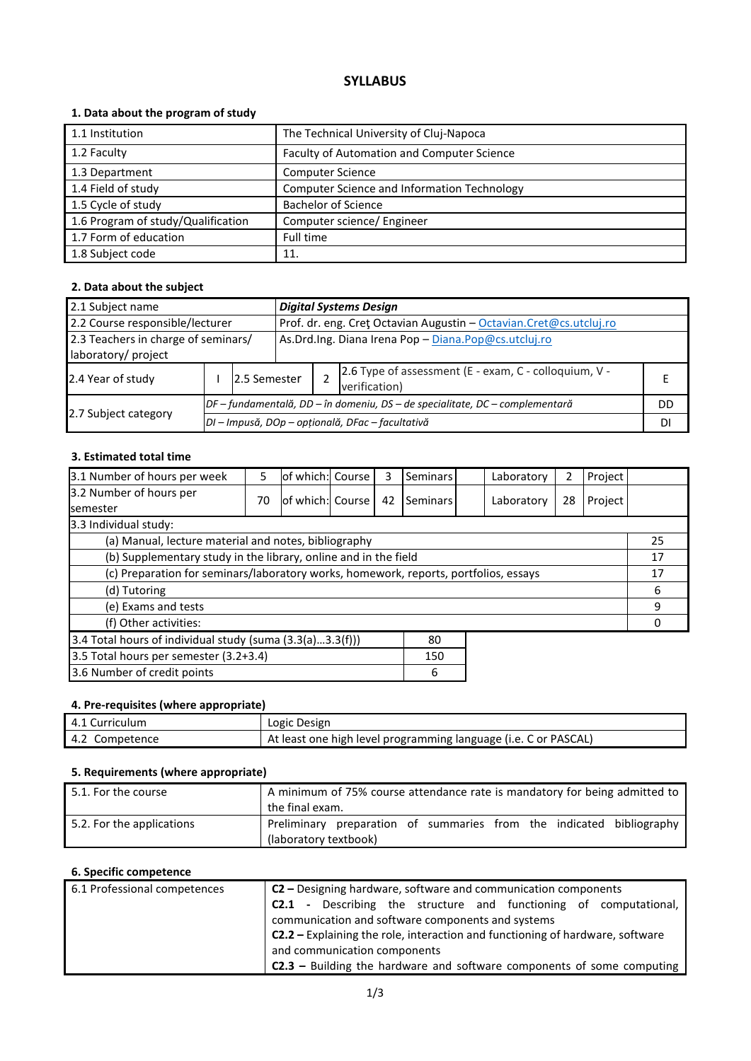# SYLLABUS

## 1. Data about the program of study

| | |
|---|---|
| 1.1 Institution | The Technical University of Cluj-Napoca |
| 1.2 Faculty | Faculty of Automation and Computer Science |
| 1.3 Department | Computer Science |
| 1.4 Field of study | Computer Science and Information Technology |
| 1.5 Cycle of study | Bachelor of Science |
| 1.6 Program of study/Qualification | Computer science/ Engineer |
| 1.7 Form of education | Full time |
| 1.8 Subject code | 11. |

## 2. Data about the subject

| | | | | | |
|---|---|---|---|---|---|
| 2.1 Subject name | ***Digital Systems Design*** | | | | |
| 2.2 Course responsible/lecturer | Prof. dr. eng. Creţ Octavian Augustin – Octavian.Cret@cs.utcluj.ro | | | | |
| 2.3 Teachers in charge of seminars/ laboratory/ project | As.Drd.Ing. Diana Irena Pop – Diana.Pop@cs.utcluj.ro | | | | |
| 2.4 Year of study | I | 2.5 Semester | 2 | 2.6 Type of assessment (E - exam, C - colloquium, V - verification) | E |
| 2.7 Subject category | *DF – fundamentală, DD – în domeniu, DS – de specialitate, DC – complementară* | | | | DD |
| | *DI – Impusă, DOp – opțională, DFac – facultativă* | | | | DI |

## 3. Estimated total time

| | | | | | | | | | |
|---|---|---|---|---|---|---|---|---|---|
| 3.1 Number of hours per week | 5 | of which: | Course | 3 | Seminars | | Laboratory | 2 | Project |
| 3.2 Number of hours per semester | 70 | of which: | Course | 42 | Seminars | | Laboratory | 28 | Project |

| 3.3 Individual study: | |
|---|---|
| (a) Manual, lecture material and notes, bibliography | 25 |
| (b) Supplementary study in the library, online and in the field | 17 |
| (c) Preparation for seminars/laboratory works, homework, reports, portfolios, essays | 17 |
| (d) Tutoring | 6 |
| (e) Exams and tests | 9 |
| (f) Other activities: | 0 |

| | |
|---|---|
| 3.4 Total hours of individual study (suma (3.3(a)...3.3(f))) | 80 |
| 3.5 Total hours per semester (3.2+3.4) | 150 |
| 3.6 Number of credit points | 6 |

## 4. Pre-requisites (where appropriate)

| | |
|---|---|
| 4.1 Curriculum | Logic Design |
| 4.2 Competence | At least one high level programming language (i.e. C or PASCAL) |

## 5. Requirements (where appropriate)

| | |
|---|---|
| 5.1. For the course | A minimum of 75% course attendance rate is mandatory for being admitted to the final exam. |
| 5.2. For the applications | Preliminary preparation of summaries from the indicated bibliography (laboratory textbook) |

## 6. Specific competence

| | |
|---|---|
| 6.1 Professional competences | **C2 –** Designing hardware, software and communication components<br>**C2.1 -** Describing the structure and functioning of computational, communication and software components and systems<br>**C2.2 –** Explaining the role, interaction and functioning of hardware, software and communication components<br>**C2.3 –** Building the hardware and software components of some computing |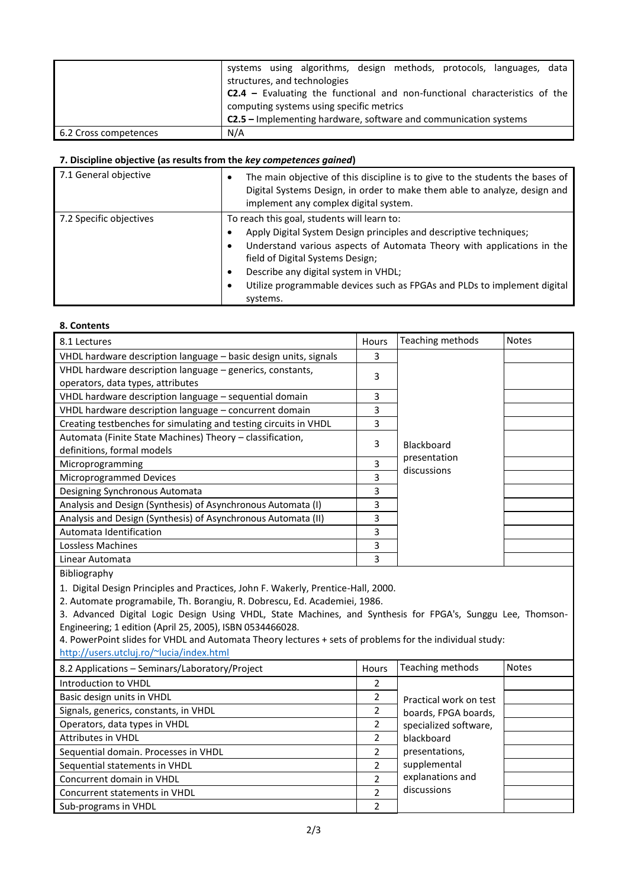| | |
|---|---|
| | systems using algorithms, design methods, protocols, languages, data structures, and technologies<br>**C2.4 –** Evaluating the functional and non-functional characteristics of the computing systems using specific metrics<br>**C2.5 –** Implementing hardware, software and communication systems |
| 6.2 Cross competences | N/A |

### 7. Discipline objective (as results from the *key competences gained*)

| | |
|---|---|
| 7.1 General objective | • The main objective of this discipline is to give to the students the bases of Digital Systems Design, in order to make them able to analyze, design and implement any complex digital system. |
| 7.2 Specific objectives | To reach this goal, students will learn to:<br>• Apply Digital System Design principles and descriptive techniques;<br>• Understand various aspects of Automata Theory with applications in the field of Digital Systems Design;<br>• Describe any digital system in VHDL;<br>• Utilize programmable devices such as FPGAs and PLDs to implement digital systems. |

### 8. Contents

| 8.1 Lectures | Hours | Teaching methods | Notes |
|---|---|---|---|
| VHDL hardware description language – basic design units, signals | 3 | Blackboard presentation discussions | |
| VHDL hardware description language – generics, constants, operators, data types, attributes | 3 | | |
| VHDL hardware description language – sequential domain | 3 | | |
| VHDL hardware description language – concurrent domain | 3 | | |
| Creating testbenches for simulating and testing circuits in VHDL | 3 | | |
| Automata (Finite State Machines) Theory – classification, definitions, formal models | 3 | | |
| Microprogramming | 3 | | |
| Microprogrammed Devices | 3 | | |
| Designing Synchronous Automata | 3 | | |
| Analysis and Design (Synthesis) of Asynchronous Automata (I) | 3 | | |
| Analysis and Design (Synthesis) of Asynchronous Automata (II) | 3 | | |
| Automata Identification | 3 | | |
| Lossless Machines | 3 | | |
| Linear Automata | 3 | | |

Bibliography

1. Digital Design Principles and Practices, John F. Wakerly, Prentice-Hall, 2000.
2. Automate programabile, Th. Borangiu, R. Dobrescu, Ed. Academiei, 1986.
3. Advanced Digital Logic Design Using VHDL, State Machines, and Synthesis for FPGA's, Sunggu Lee, Thomson-Engineering; 1 edition (April 25, 2005), ISBN 0534466028.
4. PowerPoint slides for VHDL and Automata Theory lectures + sets of problems for the individual study: http://users.utcluj.ro/~lucia/index.html

| 8.2 Applications – Seminars/Laboratory/Project | Hours | Teaching methods | Notes |
|---|---|---|---|
| Introduction to VHDL | 2 | Practical work on test boards, FPGA boards, specialized software, blackboard presentations, supplemental explanations and discussions | |
| Basic design units in VHDL | 2 | | |
| Signals, generics, constants, in VHDL | 2 | | |
| Operators, data types in VHDL | 2 | | |
| Attributes in VHDL | 2 | | |
| Sequential domain. Processes in VHDL | 2 | | |
| Sequential statements in VHDL | 2 | | |
| Concurrent domain in VHDL | 2 | | |
| Concurrent statements in VHDL | 2 | | |
| Sub-programs in VHDL | 2 | | |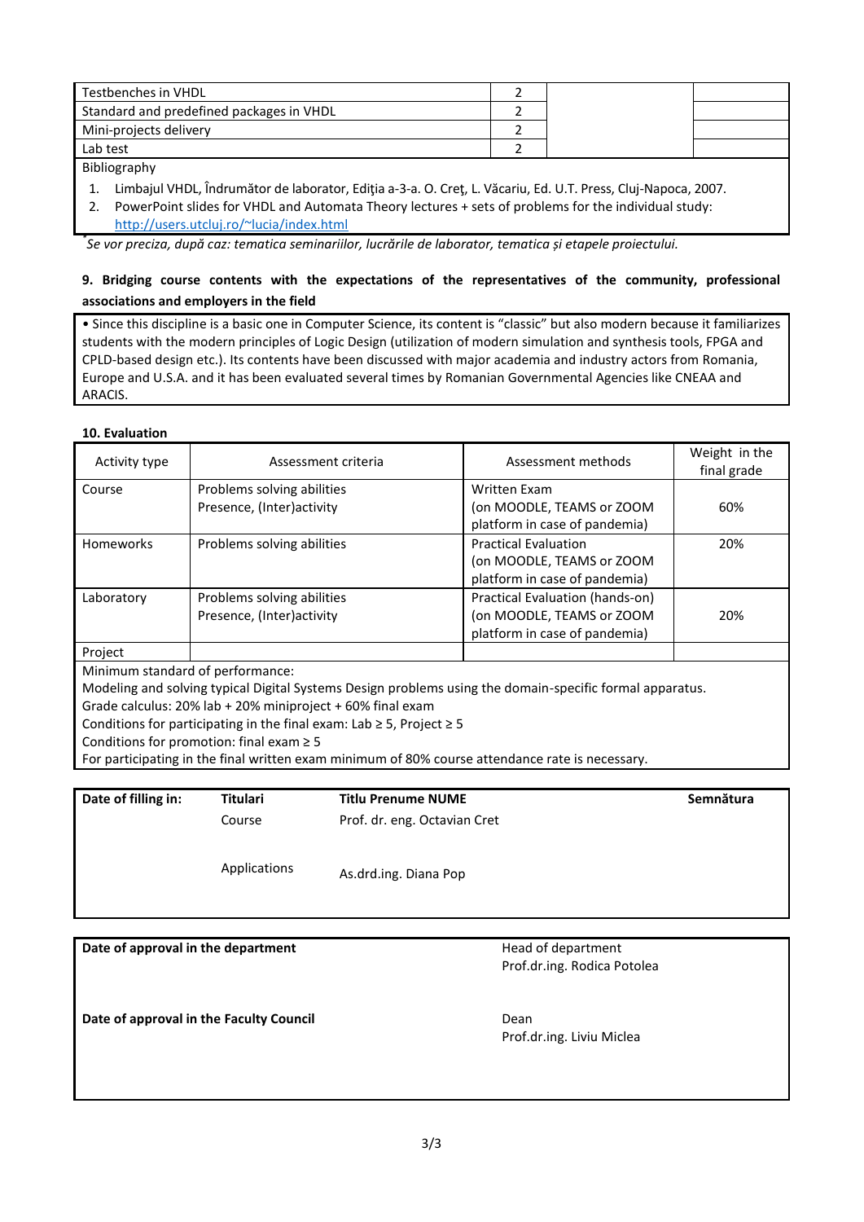| | | | |
|---|---|---|---|
| Testbenches in VHDL | 2 | | |
| Standard and predefined packages in VHDL | 2 | | |
| Mini-projects delivery | 2 | | |
| Lab test | 2 | | |

Bibliography

1. Limbajul VHDL, Îndrumător de laborator, Ediţia a-3-a. O. Creţ, L. Văcariu, Ed. U.T. Press, Cluj-Napoca, 2007.
2. PowerPoint slides for VHDL and Automata Theory lectures + sets of problems for the individual study: http://users.utcluj.ro/~lucia/index.html

*Se vor preciza, după caz: tematica seminariilor, lucrările de laborator, tematica și etapele proiectului.*

**9. Bridging course contents with the expectations of the representatives of the community, professional associations and employers in the field**

• Since this discipline is a basic one in Computer Science, its content is "classic" but also modern because it familiarizes students with the modern principles of Logic Design (utilization of modern simulation and synthesis tools, FPGA and CPLD-based design etc.). Its contents have been discussed with major academia and industry actors from Romania, Europe and U.S.A. and it has been evaluated several times by Romanian Governmental Agencies like CNEAA and ARACIS.

**10. Evaluation**

| Activity type | Assessment criteria | Assessment methods | Weight in the final grade |
|---|---|---|---|
| Course | Problems solving abilities<br>Presence, (Inter)activity | Written Exam<br>(on MOODLE, TEAMS or ZOOM platform in case of pandemia) | 60% |
| Homeworks | Problems solving abilities | Practical Evaluation<br>(on MOODLE, TEAMS or ZOOM platform in case of pandemia) | 20% |
| Laboratory | Problems solving abilities<br>Presence, (Inter)activity | Practical Evaluation (hands-on)<br>(on MOODLE, TEAMS or ZOOM platform in case of pandemia) | 20% |
| Project | | | |

Minimum standard of performance:

Modeling and solving typical Digital Systems Design problems using the domain-specific formal apparatus.

Grade calculus: 20% lab + 20% miniproject + 60% final exam

Conditions for participating in the final exam: Lab ≥ 5, Project ≥ 5

Conditions for promotion: final exam ≥ 5

For participating in the final written exam minimum of 80% course attendance rate is necessary.

| Date of filling in: | Titulari | Titlu Prenume NUME | Semnătura |
|---|---|---|---|
| | Course | Prof. dr. eng. Octavian Cret | |
| | Applications | As.drd.ing. Diana Pop | |

| | |
|---|---|
| **Date of approval in the department** | Head of department<br>Prof.dr.ing. Rodica Potolea |
| **Date of approval in the Faculty Council** | Dean<br>Prof.dr.ing. Liviu Miclea |